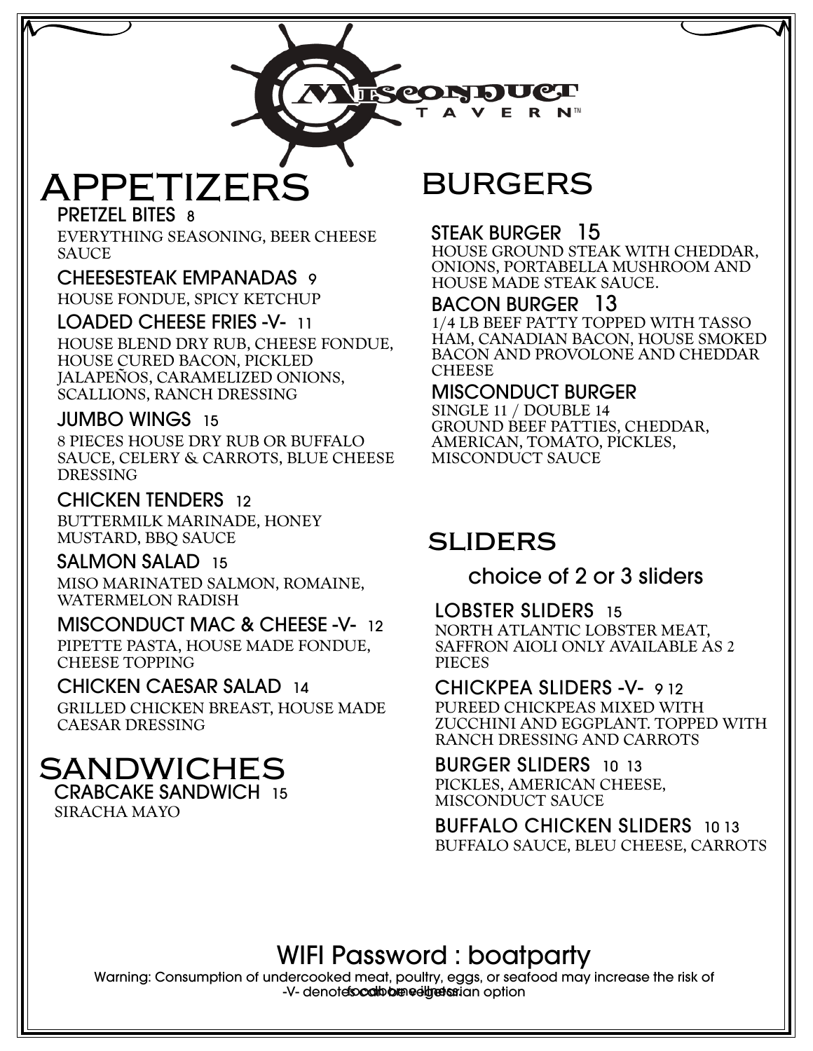# MISCONDUCT TAVERN

## APPETIZERS

### PRETZEL BITES 8
EVERYTHING SEASONING, BEER CHEESE SAUCE

### CHEESESTEAK EMPANADAS 9
HOUSE FONDUE, SPICY KETCHUP

### LOADED CHEESE FRIES -V- 11
HOUSE BLEND DRY RUB, CHEESE FONDUE, HOUSE CURED BACON, PICKLED JALAPEÑOS, CARAMELIZED ONIONS, SCALLIONS, RANCH DRESSING

### JUMBO WINGS 15
8 PIECES HOUSE DRY RUB OR BUFFALO SAUCE, CELERY & CARROTS, BLUE CHEESE DRESSING

### CHICKEN TENDERS 12
BUTTERMILK MARINADE, HONEY MUSTARD, BBQ SAUCE

### SALMON SALAD 15
MISO MARINATED SALMON, ROMAINE, WATERMELON RADISH

### MISCONDUCT MAC & CHEESE -V- 12
PIPETTE PASTA, HOUSE MADE FONDUE, CHEESE TOPPING

### CHICKEN CAESAR SALAD 14
GRILLED CHICKEN BREAST, HOUSE MADE CAESAR DRESSING

## SANDWICHES

### CRABCAKE SANDWICH 15
SIRACHA MAYO

## BURGERS

### STEAK BURGER 15
HOUSE GROUND STEAK WITH CHEDDAR, ONIONS, PORTABELLA MUSHROOM AND HOUSE MADE STEAK SAUCE.

### BACON BURGER 13
1/4 LB BEEF PATTY TOPPED WITH TASSO HAM, CANADIAN BACON, HOUSE SMOKED BACON AND PROVOLONE AND CHEDDAR CHEESE

### MISCONDUCT BURGER
SINGLE 11 / DOUBLE 14
GROUND BEEF PATTIES, CHEDDAR, AMERICAN, TOMATO, PICKLES, MISCONDUCT SAUCE

## SLIDERS

choice of 2 or 3 sliders

### LOBSTER SLIDERS 15
NORTH ATLANTIC LOBSTER MEAT, SAFFRON AIOLI ONLY AVAILABLE AS 2 PIECES

### CHICKPEA SLIDERS -V- 9 12
PUREED CHICKPEAS MIXED WITH ZUCCHINI AND EGGPLANT. TOPPED WITH RANCH DRESSING AND CARROTS

### BURGER SLIDERS 10 13
PICKLES, AMERICAN CHEESE, MISCONDUCT SAUCE

### BUFFALO CHICKEN SLIDERS 10 13
BUFFALO SAUCE, BLEU CHEESE, CARROTS

## WIFI Password : boatparty

Warning: Consumption of undercooked meat, poultry, eggs, or seafood may increase the risk of foodborne illness.

-V- denotes vegetarian option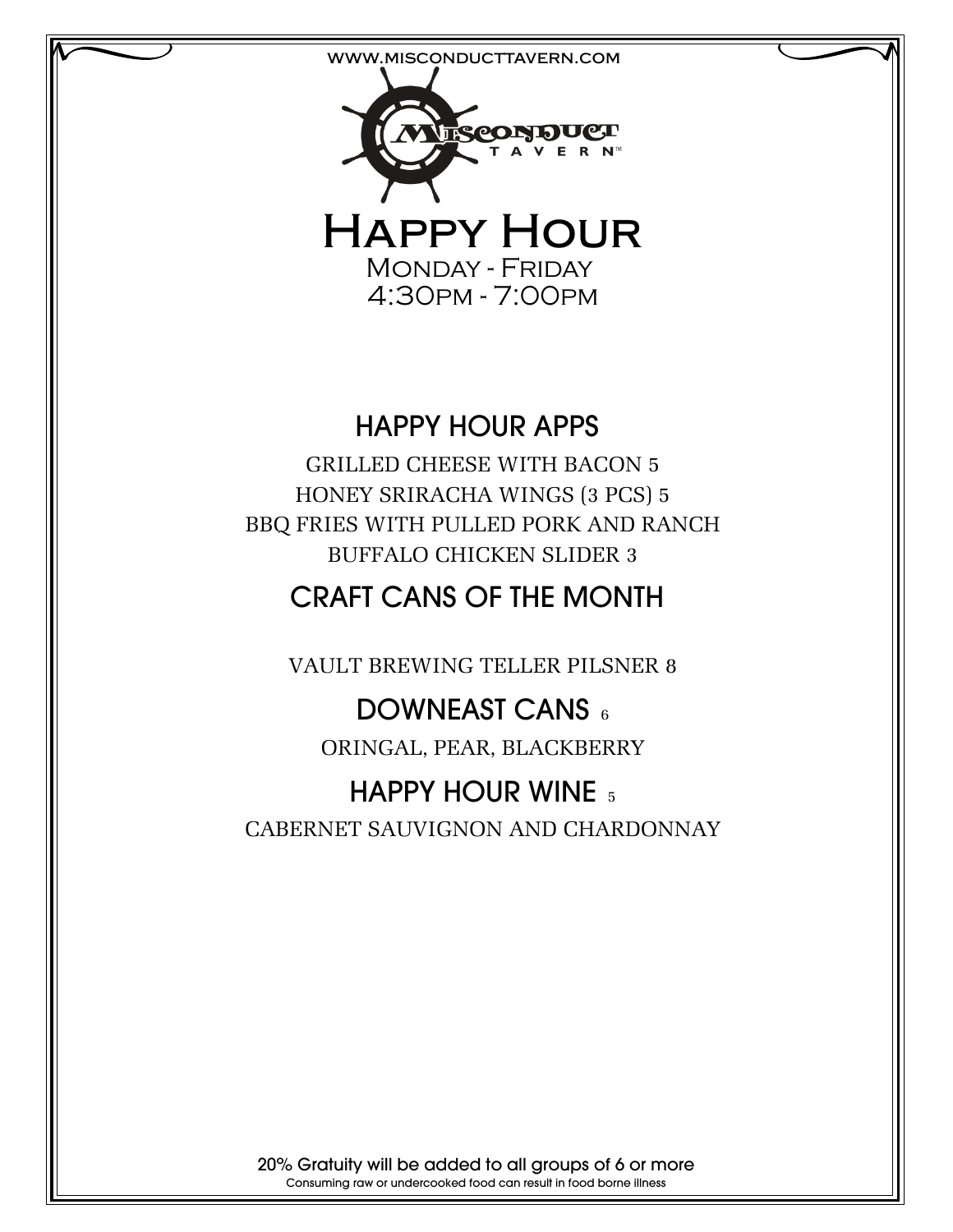WWW.MISCONDUCTTAVERN.COM

Misconduct Tavern™

# Happy Hour

Monday - Friday
4:30pm - 7:00pm

## HAPPY HOUR APPS

GRILLED CHEESE WITH BACON 5
HONEY SRIRACHA WINGS (3 PCS) 5
BBQ FRIES WITH PULLED PORK AND RANCH
BUFFALO CHICKEN SLIDER 3

## CRAFT CANS OF THE MONTH

VAULT BREWING TELLER PILSNER 8

## DOWNEAST CANS 6

ORINGAL, PEAR, BLACKBERRY

## HAPPY HOUR WINE 5

CABERNET SAUVIGNON AND CHARDONNAY

20% Gratuity will be added to all groups of 6 or more
Consuming raw or undercooked food can result in food borne illness